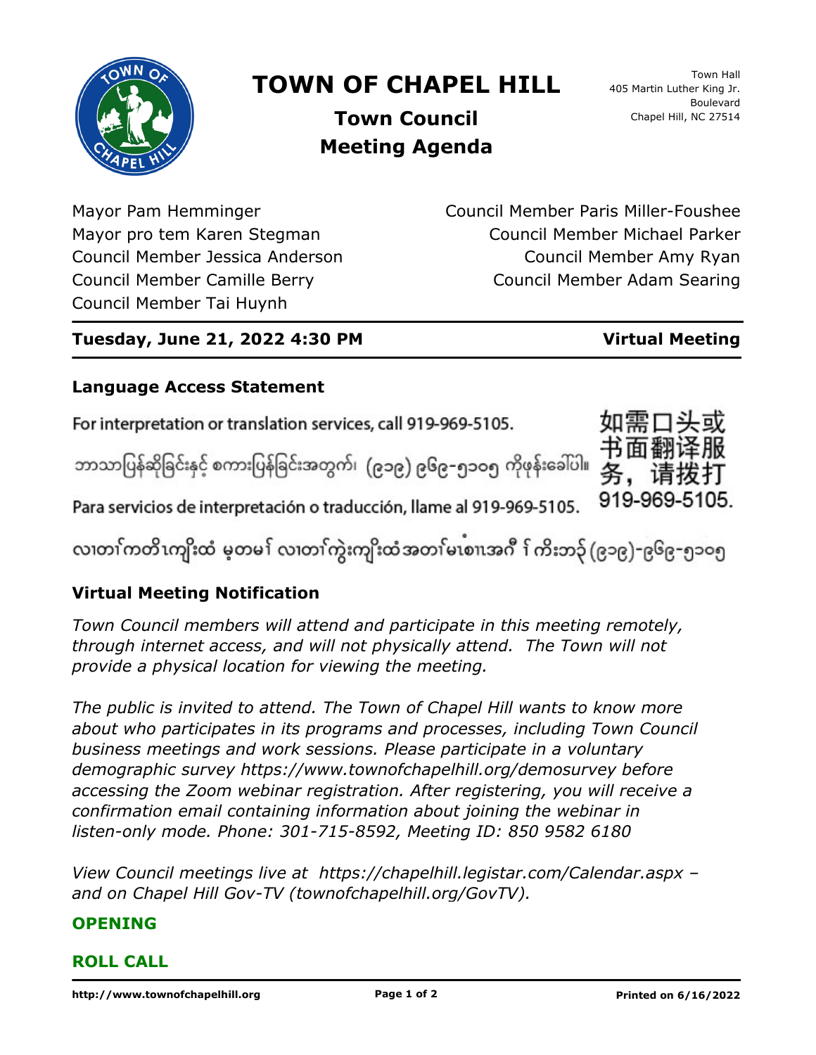# TOWN OF CHAPEL HILL

## Town Council Meeting Agenda

Town Hall
405 Martin Luther King Jr. Boulevard
Chapel Hill, NC 27514

Mayor Pam Hemminger
Mayor pro tem Karen Stegman
Council Member Jessica Anderson
Council Member Camille Berry
Council Member Tai Huynh
Council Member Paris Miller-Foushee
Council Member Michael Parker
Council Member Amy Ryan
Council Member Adam Searing

**Tuesday, June 21, 2022 4:30 PM** — **Virtual Meeting**

### Language Access Statement

For interpretation or translation services, call 919-969-5105.

ဘာသာပြန်ဆိုခြင်းနှင့် စကားပြန်ခြင်းအတွက်၊ (၉၁၉) ၉၆၉-၅၁၀၅ ကိုဖုန်းခေါ်ပါ။

Para servicios de interpretación o traducción, llame al 919-969-5105.

လၢတၢ်ကတိၤကျိးထံ မ့တမၢ် လၢတၢ်ကွဲးကျိးထံအတၢ်မၤစၢၤအဂီ ၢ် ကိးဘ၃် (၉၁၉)-၉၆၉-၅၁၀၅

如需口头或书面翻译服务，请拨打919-969-5105.

### Virtual Meeting Notification

*Town Council members will attend and participate in this meeting remotely, through internet access, and will not physically attend. The Town will not provide a physical location for viewing the meeting.*

*The public is invited to attend. The Town of Chapel Hill wants to know more about who participates in its programs and processes, including Town Council business meetings and work sessions. Please participate in a voluntary demographic survey https://www.townofchapelhill.org/demosurvey before accessing the Zoom webinar registration. After registering, you will receive a confirmation email containing information about joining the webinar in listen-only mode. Phone: 301-715-8592, Meeting ID: 850 9582 6180*

*View Council meetings live at https://chapelhill.legistar.com/Calendar.aspx – and on Chapel Hill Gov-TV (townofchapelhill.org/GovTV).*

### OPENING

### ROLL CALL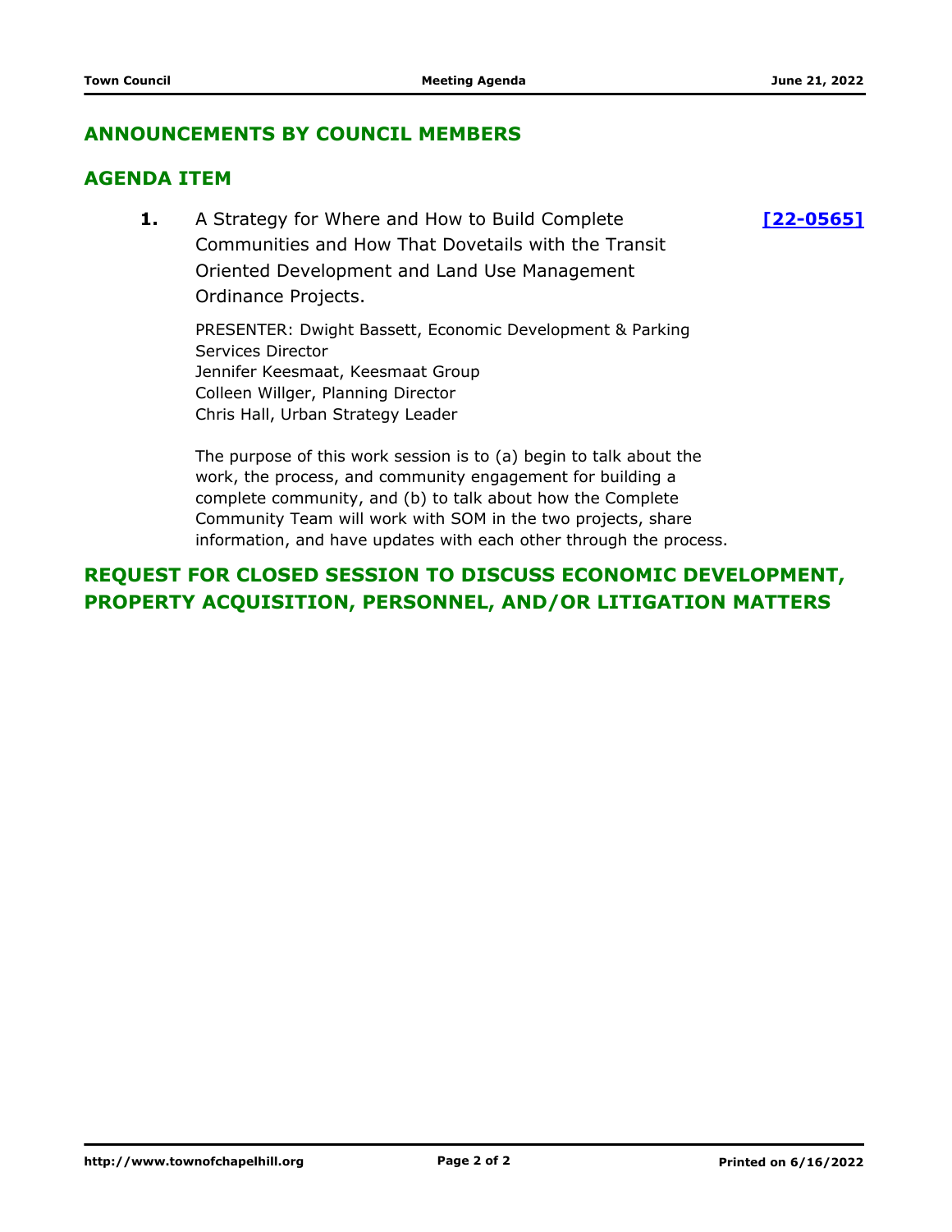## ANNOUNCEMENTS BY COUNCIL MEMBERS

## AGENDA ITEM

**1.** A Strategy for Where and How to Build Complete Communities and How That Dovetails with the Transit Oriented Development and Land Use Management Ordinance Projects. **[22-0565]**

PRESENTER: Dwight Bassett, Economic Development & Parking Services Director
Jennifer Keesmaat, Keesmaat Group
Colleen Willger, Planning Director
Chris Hall, Urban Strategy Leader

The purpose of this work session is to (a) begin to talk about the work, the process, and community engagement for building a complete community, and (b) to talk about how the Complete Community Team will work with SOM in the two projects, share information, and have updates with each other through the process.

## REQUEST FOR CLOSED SESSION TO DISCUSS ECONOMIC DEVELOPMENT, PROPERTY ACQUISITION, PERSONNEL, AND/OR LITIGATION MATTERS